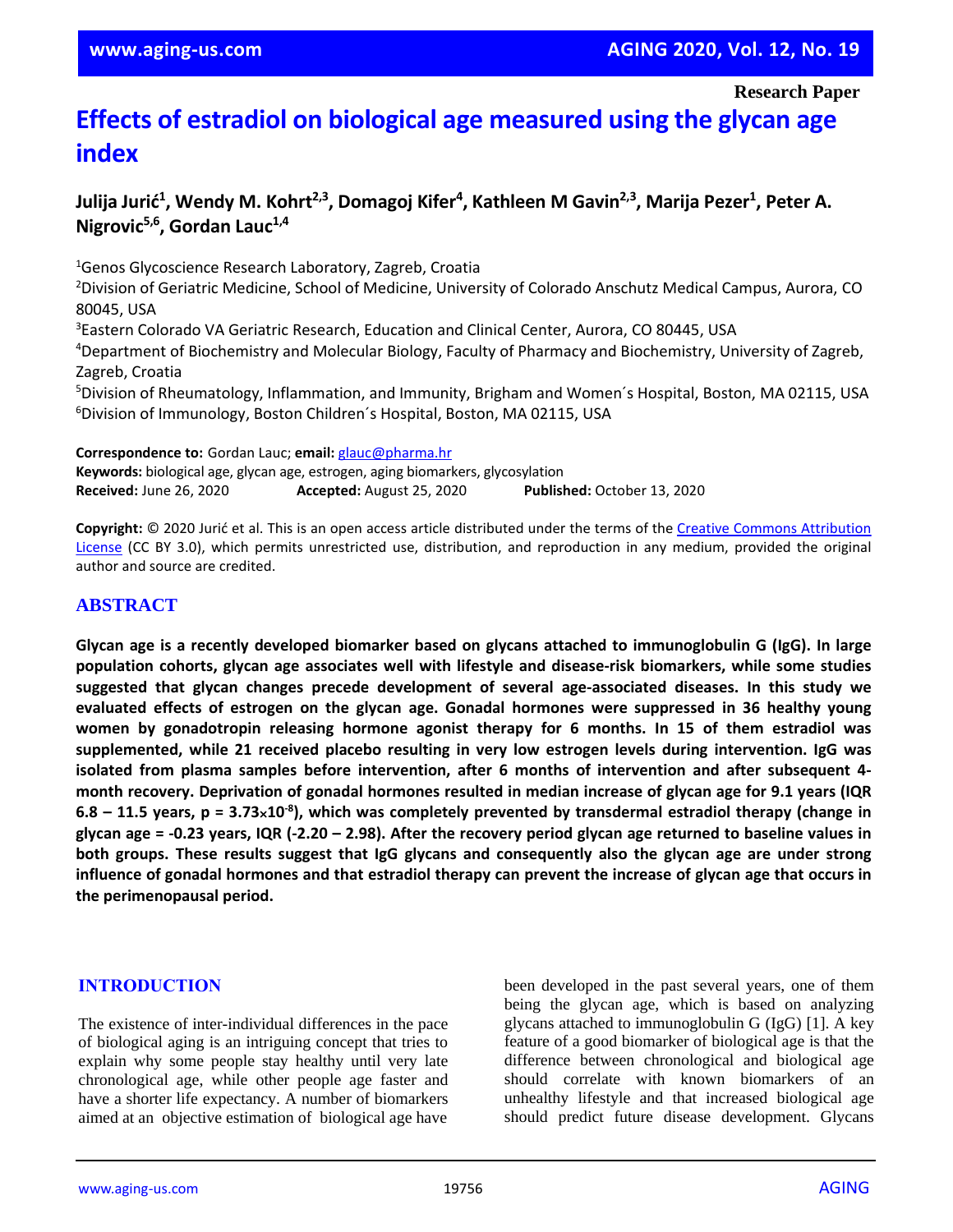Research Paper

# Effects of estradiol on biological age measured using the glycan age index

**Julija Jurić[1], Wendy M. Kohrt[2,3], Domagoj Kifer[4], Kathleen M Gavin[2,3], Marija Pezer[1], Peter A. Nigrovic[5,6], Gordan Lauc[1,4]**

[1]Genos Glycoscience Research Laboratory, Zagreb, Croatia
[2]Division of Geriatric Medicine, School of Medicine, University of Colorado Anschutz Medical Campus, Aurora, CO 80045, USA
[3]Eastern Colorado VA Geriatric Research, Education and Clinical Center, Aurora, CO 80445, USA
[4]Department of Biochemistry and Molecular Biology, Faculty of Pharmacy and Biochemistry, University of Zagreb, Zagreb, Croatia
[5]Division of Rheumatology, Inflammation, and Immunity, Brigham and Women´s Hospital, Boston, MA 02115, USA
[6]Division of Immunology, Boston Children´s Hospital, Boston, MA 02115, USA

**Correspondence to:** Gordan Lauc; **email:** glauc@pharma.hr
**Keywords:** biological age, glycan age, estrogen, aging biomarkers, glycosylation
**Received:** June 26, 2020 **Accepted:** August 25, 2020 **Published:** October 13, 2020

**Copyright:** © 2020 Jurić et al. This is an open access article distributed under the terms of the Creative Commons Attribution License (CC BY 3.0), which permits unrestricted use, distribution, and reproduction in any medium, provided the original author and source are credited.

## ABSTRACT

**Glycan age is a recently developed biomarker based on glycans attached to immunoglobulin G (IgG). In large population cohorts, glycan age associates well with lifestyle and disease-risk biomarkers, while some studies suggested that glycan changes precede development of several age-associated diseases. In this study we evaluated effects of estrogen on the glycan age. Gonadal hormones were suppressed in 36 healthy young women by gonadotropin releasing hormone agonist therapy for 6 months. In 15 of them estradiol was supplemented, while 21 received placebo resulting in very low estrogen levels during intervention. IgG was isolated from plasma samples before intervention, after 6 months of intervention and after subsequent 4-month recovery. Deprivation of gonadal hormones resulted in median increase of glycan age for 9.1 years (IQR 6.8 – 11.5 years, $p = 3.73 \times 10^{-8}$), which was completely prevented by transdermal estradiol therapy (change in glycan age = -0.23 years, IQR (-2.20 – 2.98). After the recovery period glycan age returned to baseline values in both groups. These results suggest that IgG glycans and consequently also the glycan age are under strong influence of gonadal hormones and that estradiol therapy can prevent the increase of glycan age that occurs in the perimenopausal period.**

## INTRODUCTION

The existence of inter-individual differences in the pace of biological aging is an intriguing concept that tries to explain why some people stay healthy until very late chronological age, while other people age faster and have a shorter life expectancy. A number of biomarkers aimed at an objective estimation of biological age have been developed in the past several years, one of them being the glycan age, which is based on analyzing glycans attached to immunoglobulin G (IgG) [1]. A key feature of a good biomarker of biological age is that the difference between chronological and biological age should correlate with known biomarkers of an unhealthy lifestyle and that increased biological age should predict future disease development. Glycans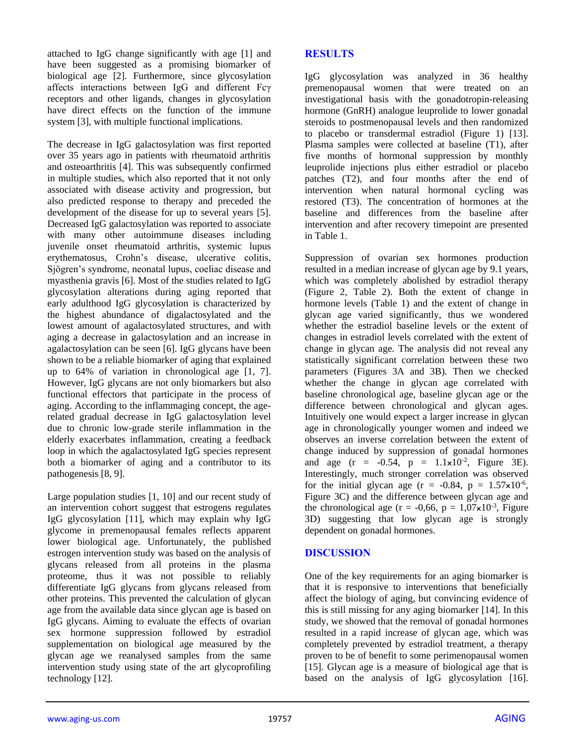attached to IgG change significantly with age [1] and have been suggested as a promising biomarker of biological age [2]. Furthermore, since glycosylation affects interactions between IgG and different Fcγ receptors and other ligands, changes in glycosylation have direct effects on the function of the immune system [3], with multiple functional implications.

The decrease in IgG galactosylation was first reported over 35 years ago in patients with rheumatoid arthritis and osteoarthritis [4]. This was subsequently confirmed in multiple studies, which also reported that it not only associated with disease activity and progression, but also predicted response to therapy and preceded the development of the disease for up to several years [5]. Decreased IgG galactosylation was reported to associate with many other autoimmune diseases including juvenile onset rheumatoid arthritis, systemic lupus erythematosus, Crohn's disease, ulcerative colitis, Sjögren's syndrome, neonatal lupus, coeliac disease and myasthenia gravis [6]. Most of the studies related to IgG glycosylation alterations during aging reported that early adulthood IgG glycosylation is characterized by the highest abundance of digalactosylated and the lowest amount of agalactosylated structures, and with aging a decrease in galactosylation and an increase in agalactosylation can be seen [6]. IgG glycans have been shown to be a reliable biomarker of aging that explained up to 64% of variation in chronological age [1, 7]. However, IgG glycans are not only biomarkers but also functional effectors that participate in the process of aging. According to the inflammaging concept, the age-related gradual decrease in IgG galactosylation level due to chronic low-grade sterile inflammation in the elderly exacerbates inflammation, creating a feedback loop in which the agalactosylated IgG species represent both a biomarker of aging and a contributor to its pathogenesis [8, 9].

Large population studies [1, 10] and our recent study of an intervention cohort suggest that estrogens regulates IgG glycosylation [11], which may explain why IgG glycome in premenopausal females reflects apparent lower biological age. Unfortunately, the published estrogen intervention study was based on the analysis of glycans released from all proteins in the plasma proteome, thus it was not possible to reliably differentiate IgG glycans from glycans released from other proteins. This prevented the calculation of glycan age from the available data since glycan age is based on IgG glycans. Aiming to evaluate the effects of ovarian sex hormone suppression followed by estradiol supplementation on biological age measured by the glycan age we reanalysed samples from the same intervention study using state of the art glycoprofiling technology [12].

## RESULTS

IgG glycosylation was analyzed in 36 healthy premenopausal women that were treated on an investigational basis with the gonadotropin-releasing hormone (GnRH) analogue leuprolide to lower gonadal steroids to postmenopausal levels and then randomized to placebo or transdermal estradiol (Figure 1) [13]. Plasma samples were collected at baseline (T1), after five months of hormonal suppression by monthly leuprolide injections plus either estradiol or placebo patches (T2), and four months after the end of intervention when natural hormonal cycling was restored (T3). The concentration of hormones at the baseline and differences from the baseline after intervention and after recovery timepoint are presented in Table 1.

Suppression of ovarian sex hormones production resulted in a median increase of glycan age by 9.1 years, which was completely abolished by estradiol therapy (Figure 2, Table 2). Both the extent of change in hormone levels (Table 1) and the extent of change in glycan age varied significantly, thus we wondered whether the estradiol baseline levels or the extent of changes in estradiol levels correlated with the extent of change in glycan age. The analysis did not reveal any statistically significant correlation between these two parameters (Figures 3A and 3B). Then we checked whether the change in glycan age correlated with baseline chronological age, baseline glycan age or the difference between chronological and glycan ages. Intuitively one would expect a larger increase in glycan age in chronologically younger women and indeed we observes an inverse correlation between the extent of change induced by suppression of gonadal hormones and age ($r = -0.54$, $p = 1.1\times10^{-2}$, Figure 3E). Interestingly, much stronger correlation was observed for the initial glycan age ($r = -0.84$, $p = 1.57\times10^{-6}$, Figure 3C) and the difference between glycan age and the chronological age ($r = -0{,}66$, $p = 1{,}07\times10^{-3}$, Figure 3D) suggesting that low glycan age is strongly dependent on gonadal hormones.

## DISCUSSION

One of the key requirements for an aging biomarker is that it is responsive to interventions that beneficially affect the biology of aging, but convincing evidence of this is still missing for any aging biomarker [14]. In this study, we showed that the removal of gonadal hormones resulted in a rapid increase of glycan age, which was completely prevented by estradiol treatment, a therapy proven to be of benefit to some perimenopausal women [15]. Glycan age is a measure of biological age that is based on the analysis of IgG glycosylation [16].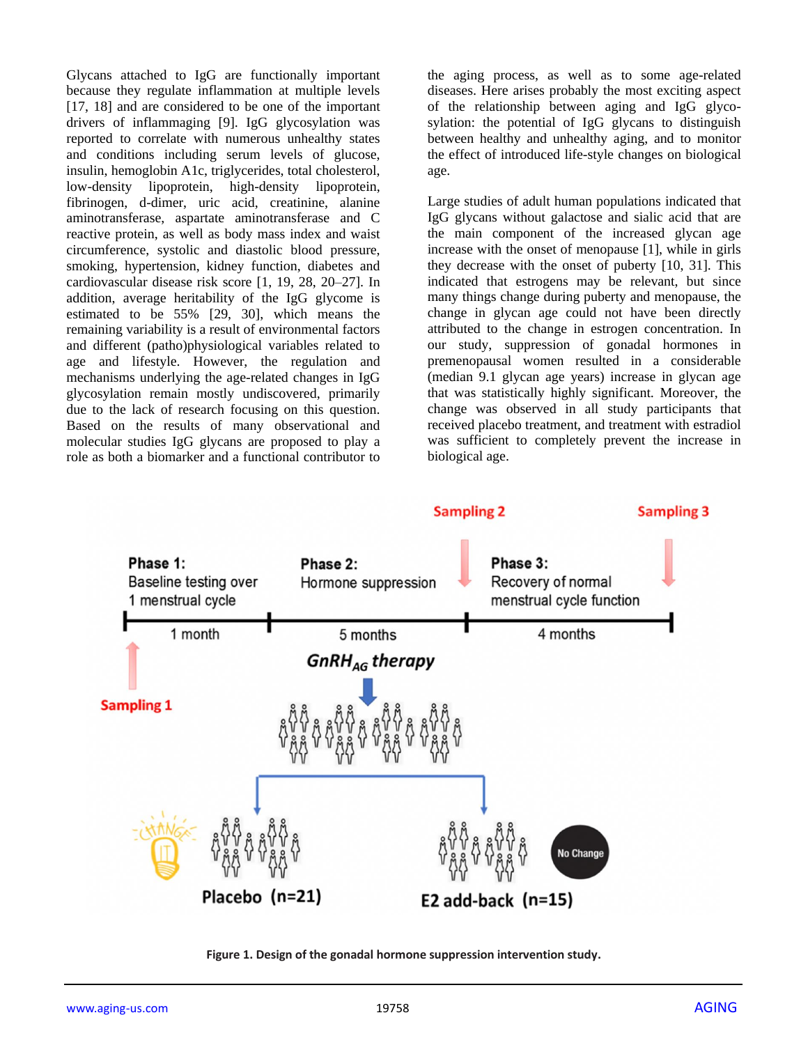Glycans attached to IgG are functionally important because they regulate inflammation at multiple levels [17, 18] and are considered to be one of the important drivers of inflammaging [9]. IgG glycosylation was reported to correlate with numerous unhealthy states and conditions including serum levels of glucose, insulin, hemoglobin A1c, triglycerides, total cholesterol, low-density lipoprotein, high-density lipoprotein, fibrinogen, d-dimer, uric acid, creatinine, alanine aminotransferase, aspartate aminotransferase and C reactive protein, as well as body mass index and waist circumference, systolic and diastolic blood pressure, smoking, hypertension, kidney function, diabetes and cardiovascular disease risk score [1, 19, 28, 20–27]. In addition, average heritability of the IgG glycome is estimated to be 55% [29, 30], which means the remaining variability is a result of environmental factors and different (patho)physiological variables related to age and lifestyle. However, the regulation and mechanisms underlying the age-related changes in IgG glycosylation remain mostly undiscovered, primarily due to the lack of research focusing on this question. Based on the results of many observational and molecular studies IgG glycans are proposed to play a role as both a biomarker and a functional contributor to the aging process, as well as to some age-related diseases. Here arises probably the most exciting aspect of the relationship between aging and IgG glycosylation: the potential of IgG glycans to distinguish between healthy and unhealthy aging, and to monitor the effect of introduced life-style changes on biological age.

Large studies of adult human populations indicated that IgG glycans without galactose and sialic acid that are the main component of the increased glycan age increase with the onset of menopause [1], while in girls they decrease with the onset of puberty [10, 31]. This indicated that estrogens may be relevant, but since many things change during puberty and menopause, the change in glycan age could not have been directly attributed to the change in estrogen concentration. In our study, suppression of gonadal hormones in premenopausal women resulted in a considerable (median 9.1 glycan age years) increase in glycan age that was statistically highly significant. Moreover, the change was observed in all study participants that received placebo treatment, and treatment with estradiol was sufficient to completely prevent the increase in biological age.

**Figure 1. Design of the gonadal hormone suppression intervention study.**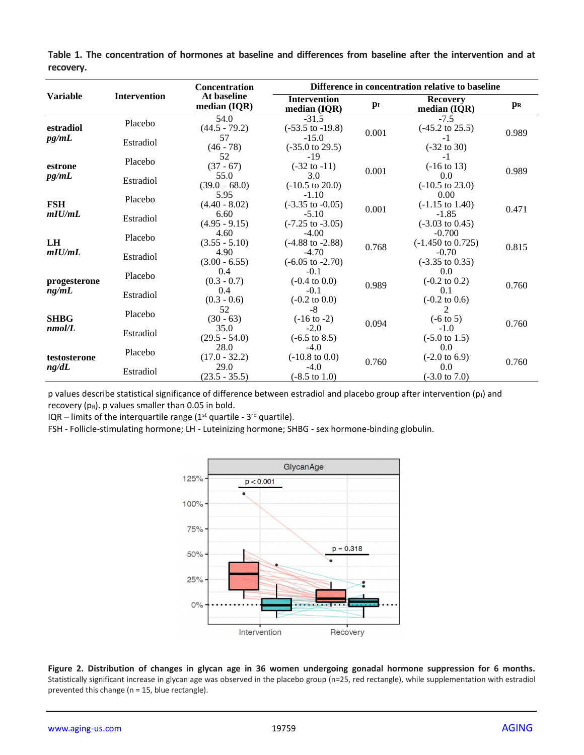**Table 1. The concentration of hormones at baseline and differences from baseline after the intervention and at recovery.**

| Variable | Intervention | Concentration At baseline median (IQR) | Difference in concentration relative to baseline | | | |
|---|---|---|---|---|---|---|
| | | | Intervention median (IQR) | $p_I$ | Recovery median (IQR) | $p_R$ |
| **estradiol** *pg/mL* | Placebo | 54.0 (44.5 - 79.2) | -31.5 (-53.5 to -19.8) | 0.001 | -7.5 (-45.2 to 25.5) | 0.989 |
| | Estradiol | 57 (46 - 78) | -15.0 (-35.0 to 29.5) | | -1 (-32 to 30) | |
| **estrone** *pg/mL* | Placebo | 52 (37 - 67) | -19 (-32 to -11) | 0.001 | -1 (-16 to 13) | 0.989 |
| | Estradiol | 55.0 (39.0 – 68.0) | 3.0 (-10.5 to 20.0) | | 0.0 (-10.5 to 23.0) | |
| **FSH** *mIU/mL* | Placebo | 5.95 (4.40 - 8.02) | -1.10 (-3.35 to -0.05) | 0.001 | 0.00 (-1.15 to 1.40) | 0.471 |
| | Estradiol | 6.60 (4.95 - 9.15) | -5.10 (-7.25 to -3.05) | | -1.85 (-3.03 to 0.45) | |
| **LH** *mIU/mL* | Placebo | 4.60 (3.55 - 5.10) | -4.00 (-4.88 to -2.88) | 0.768 | -0.700 (-1.450 to 0.725) | 0.815 |
| | Estradiol | 4.90 (3.00 - 6.55) | -4.70 (-6.05 to -2.70) | | -0.70 (-3.35 to 0.35) | |
| **progesterone** *ng/mL* | Placebo | 0.4 (0.3 - 0.7) | -0.1 (-0.4 to 0.0) | 0.989 | 0.0 (-0.2 to 0.2) | 0.760 |
| | Estradiol | 0.4 (0.3 - 0.6) | -0.1 (-0.2 to 0.0) | | 0.1 (-0.2 to 0.6) | |
| **SHBG** *nmol/L* | Placebo | 52 (30 - 63) | -8 (-16 to -2) | 0.094 | 2 (-6 to 5) | 0.760 |
| | Estradiol | 35.0 (29.5 - 54.0) | -2.0 (-6.5 to 8.5) | | -1.0 (-5.0 to 1.5) | |
| **testosterone** *ng/dL* | Placebo | 28.0 (17.0 - 32.2) | -4.0 (-10.8 to 0.0) | 0.760 | 0.0 (-2.0 to 6.9) | 0.760 |
| | Estradiol | 29.0 (23.5 - 35.5) | -4.0 (-8.5 to 1.0) | | 0.0 (-3.0 to 7.0) | |

p values describe statistical significance of difference between estradiol and placebo group after intervention ($p_I$) and recovery ($p_R$). p values smaller than 0.05 in bold.
IQR – limits of the interquartile range (1st quartile - 3rd quartile).
FSH - Follicle-stimulating hormone; LH - Luteinizing hormone; SHBG - sex hormone-binding globulin.

**Figure 2. Distribution of changes in glycan age in 36 women undergoing gonadal hormone suppression for 6 months.** Statistically significant increase in glycan age was observed in the placebo group (n=25, red rectangle), while supplementation with estradiol prevented this change (n = 15, blue rectangle).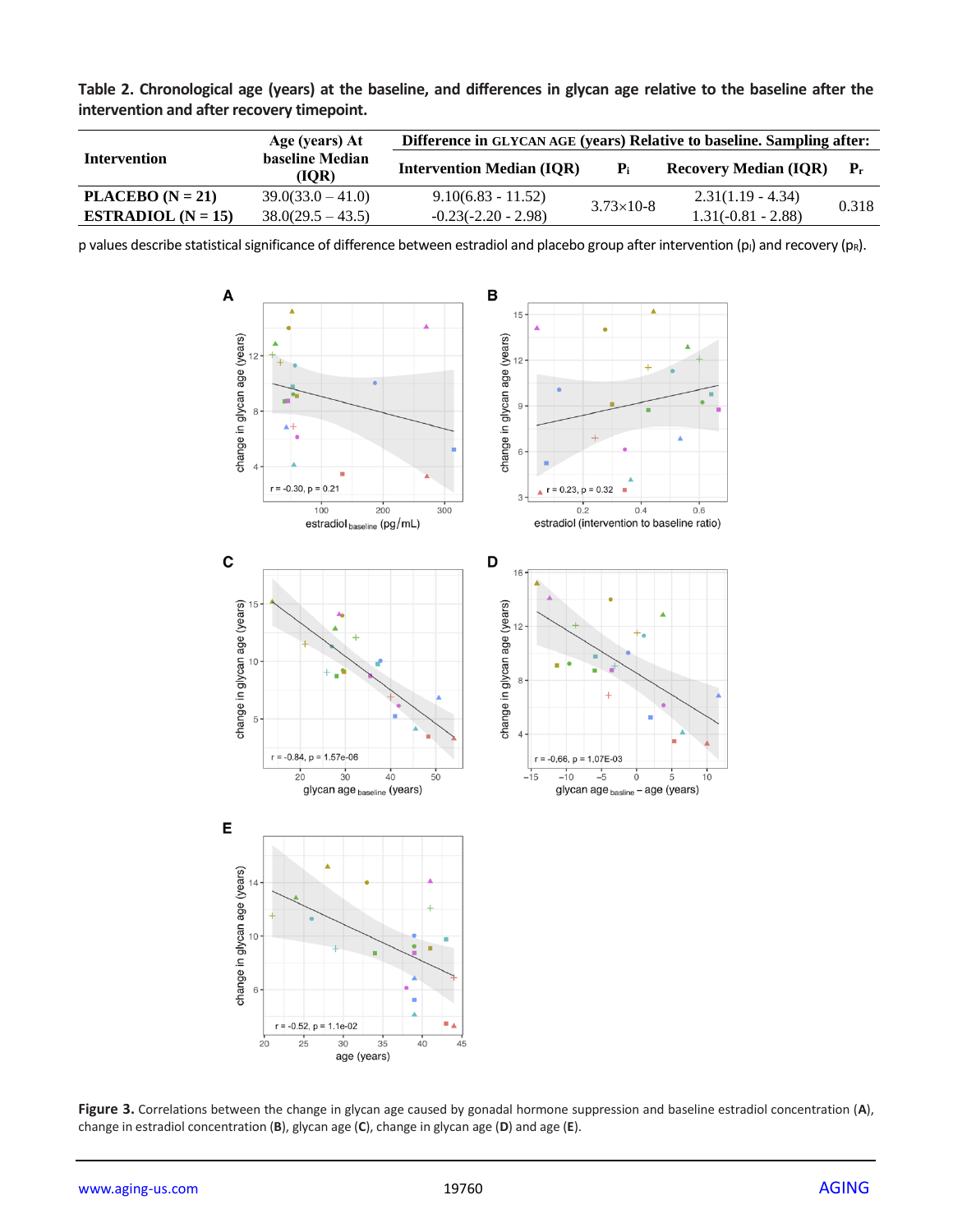**Table 2. Chronological age (years) at the baseline, and differences in glycan age relative to the baseline after the intervention and after recovery timepoint.**

| Intervention | Age (years) At baseline Median (IQR) | Difference in GLYCAN AGE (years) Relative to baseline. Sampling after: | | | |
|---|---|---|---|---|---|
| | | Intervention Median (IQR) | $P_i$ | Recovery Median (IQR) | $P_r$ |
| PLACEBO (N = 21) | 39.0(33.0 – 41.0) | 9.10(6.83 - 11.52) | 3.73×10-8 | 2.31(1.19 - 4.34) | 0.318 |
| ESTRADIOL (N = 15) | 38.0(29.5 – 43.5) | -0.23(-2.20 - 2.98) | | 1.31(-0.81 - 2.88) | |

p values describe statistical significance of difference between estradiol and placebo group after intervention ($p_I$) and recovery ($p_R$).

**Figure 3.** Correlations between the change in glycan age caused by gonadal hormone suppression and baseline estradiol concentration (**A**), change in estradiol concentration (**B**), glycan age (**C**), change in glycan age (**D**) and age (**E**).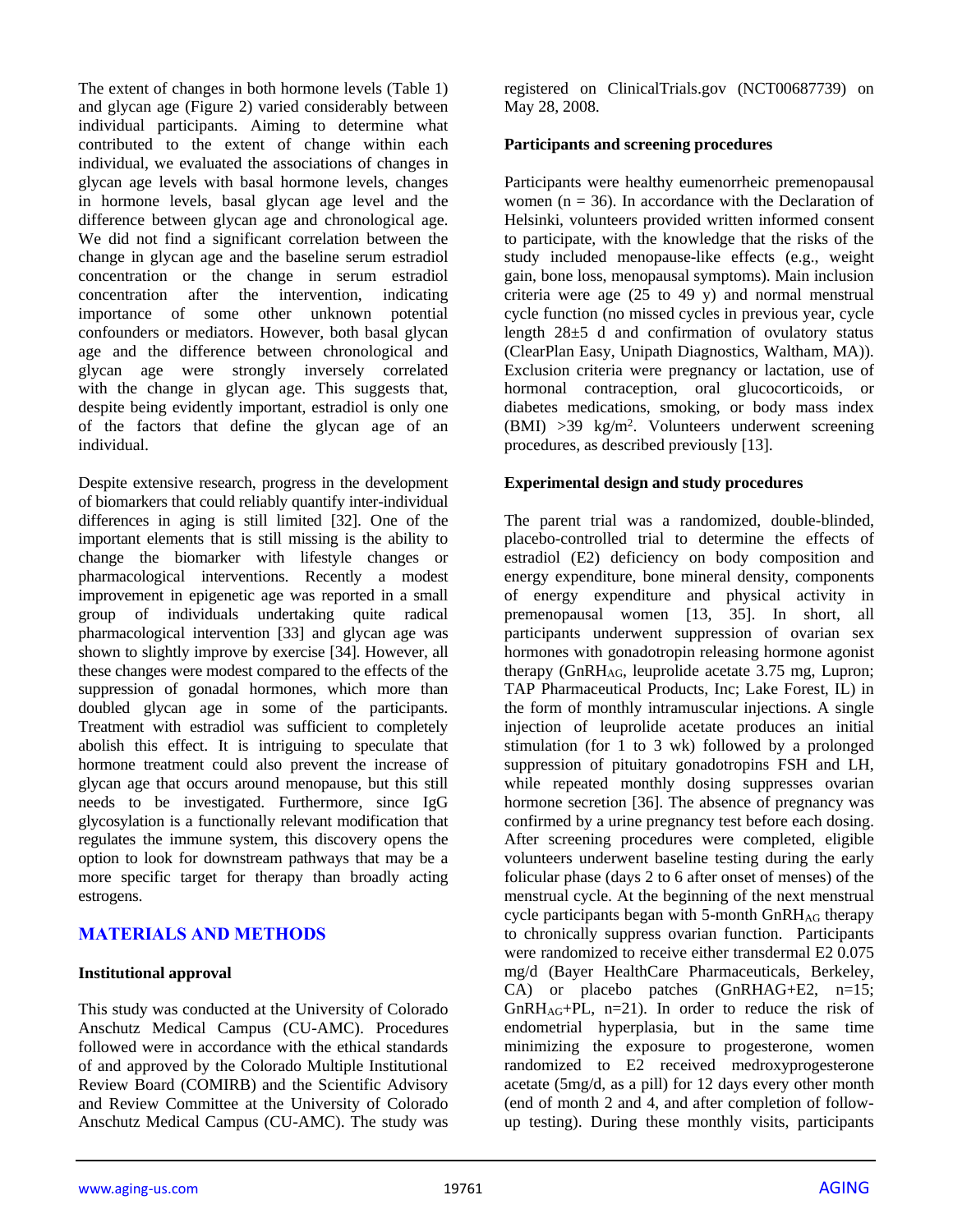The extent of changes in both hormone levels (Table 1) and glycan age (Figure 2) varied considerably between individual participants. Aiming to determine what contributed to the extent of change within each individual, we evaluated the associations of changes in glycan age levels with basal hormone levels, changes in hormone levels, basal glycan age level and the difference between glycan age and chronological age. We did not find a significant correlation between the change in glycan age and the baseline serum estradiol concentration or the change in serum estradiol concentration after the intervention, indicating importance of some other unknown potential confounders or mediators. However, both basal glycan age and the difference between chronological and glycan age were strongly inversely correlated with the change in glycan age. This suggests that, despite being evidently important, estradiol is only one of the factors that define the glycan age of an individual.

Despite extensive research, progress in the development of biomarkers that could reliably quantify inter-individual differences in aging is still limited [32]. One of the important elements that is still missing is the ability to change the biomarker with lifestyle changes or pharmacological interventions. Recently a modest improvement in epigenetic age was reported in a small group of individuals undertaking quite radical pharmacological intervention [33] and glycan age was shown to slightly improve by exercise [34]. However, all these changes were modest compared to the effects of the suppression of gonadal hormones, which more than doubled glycan age in some of the participants. Treatment with estradiol was sufficient to completely abolish this effect. It is intriguing to speculate that hormone treatment could also prevent the increase of glycan age that occurs around menopause, but this still needs to be investigated. Furthermore, since IgG glycosylation is a functionally relevant modification that regulates the immune system, this discovery opens the option to look for downstream pathways that may be a more specific target for therapy than broadly acting estrogens.

## MATERIALS AND METHODS

### Institutional approval

This study was conducted at the University of Colorado Anschutz Medical Campus (CU-AMC). Procedures followed were in accordance with the ethical standards of and approved by the Colorado Multiple Institutional Review Board (COMIRB) and the Scientific Advisory and Review Committee at the University of Colorado Anschutz Medical Campus (CU-AMC). The study was registered on ClinicalTrials.gov (NCT00687739) on May 28, 2008.

### Participants and screening procedures

Participants were healthy eumenorrheic premenopausal women (n = 36). In accordance with the Declaration of Helsinki, volunteers provided written informed consent to participate, with the knowledge that the risks of the study included menopause-like effects (e.g., weight gain, bone loss, menopausal symptoms). Main inclusion criteria were age (25 to 49 y) and normal menstrual cycle function (no missed cycles in previous year, cycle length 28±5 d and confirmation of ovulatory status (ClearPlan Easy, Unipath Diagnostics, Waltham, MA)). Exclusion criteria were pregnancy or lactation, use of hormonal contraception, oral glucocorticoids, or diabetes medications, smoking, or body mass index (BMI) >39 kg/m$^2$. Volunteers underwent screening procedures, as described previously [13].

### Experimental design and study procedures

The parent trial was a randomized, double-blinded, placebo-controlled trial to determine the effects of estradiol (E2) deficiency on body composition and energy expenditure, bone mineral density, components of energy expenditure and physical activity in premenopausal women [13, 35]. In short, all participants underwent suppression of ovarian sex hormones with gonadotropin releasing hormone agonist therapy (GnRH$_{AG}$, leuprolide acetate 3.75 mg, Lupron; TAP Pharmaceutical Products, Inc; Lake Forest, IL) in the form of monthly intramuscular injections. A single injection of leuprolide acetate produces an initial stimulation (for 1 to 3 wk) followed by a prolonged suppression of pituitary gonadotropins FSH and LH, while repeated monthly dosing suppresses ovarian hormone secretion [36]. The absence of pregnancy was confirmed by a urine pregnancy test before each dosing. After screening procedures were completed, eligible volunteers underwent baseline testing during the early follicular phase (days 2 to 6 after onset of menses) of the menstrual cycle. At the beginning of the next menstrual cycle participants began with 5-month GnRH$_{AG}$ therapy to chronically suppress ovarian function. Participants were randomized to receive either transdermal E2 0.075 mg/d (Bayer HealthCare Pharmaceuticals, Berkeley, CA) or placebo patches (GnRHAG+E2, n=15; GnRH$_{AG}$+PL, n=21). In order to reduce the risk of endometrial hyperplasia, but in the same time minimizing the exposure to progesterone, women randomized to E2 received medroxyprogesterone acetate (5mg/d, as a pill) for 12 days every other month (end of month 2 and 4, and after completion of follow-up testing). During these monthly visits, participants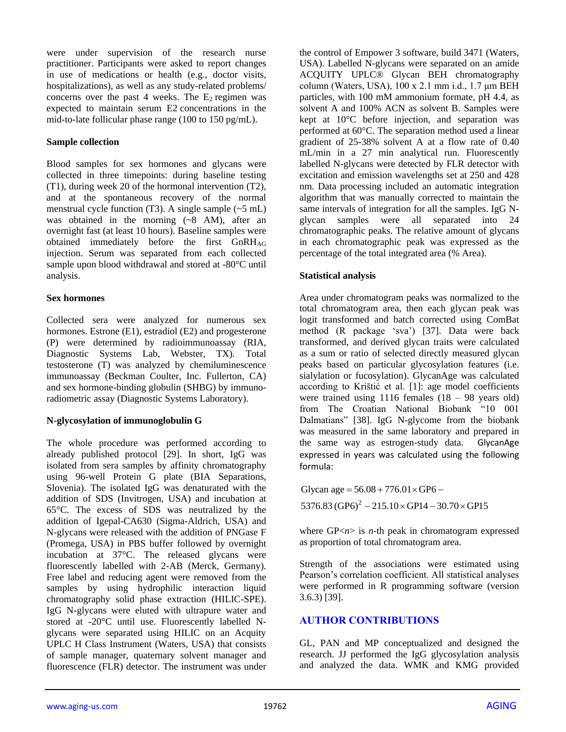were under supervision of the research nurse practitioner. Participants were asked to report changes in use of medications or health (e.g., doctor visits, hospitalizations), as well as any study-related problems/ concerns over the past 4 weeks. The $E_2$ regimen was expected to maintain serum E2 concentrations in the mid-to-late follicular phase range (100 to 150 pg/mL).

### Sample collection

Blood samples for sex hormones and glycans were collected in three timepoints: during baseline testing (T1), during week 20 of the hormonal intervention (T2), and at the spontaneous recovery of the normal menstrual cycle function (T3). A single sample (~5 mL) was obtained in the morning (~8 AM), after an overnight fast (at least 10 hours). Baseline samples were obtained immediately before the first $GnRH_{AG}$ injection. Serum was separated from each collected sample upon blood withdrawal and stored at -80°C until analysis.

### Sex hormones

Collected sera were analyzed for numerous sex hormones. Estrone (E1), estradiol (E2) and progesterone (P) were determined by radioimmunoassay (RIA, Diagnostic Systems Lab, Webster, TX). Total testosterone (T) was analyzed by chemiluminescence immunoassay (Beckman Coulter, Inc. Fullerton, CA) and sex hormone-binding globulin (SHBG) by immuno-radiometric assay (Diagnostic Systems Laboratory).

### N-glycosylation of immunoglobulin G

The whole procedure was performed according to already published protocol [29]. In short, IgG was isolated from sera samples by affinity chromatography using 96-well Protein G plate (BIA Separations, Slovenia). The isolated IgG was denaturated with the addition of SDS (Invitrogen, USA) and incubation at 65°C. The excess of SDS was neutralized by the addition of Igepal-CA630 (Sigma-Aldrich, USA) and N-glycans were released with the addition of PNGase F (Promega, USA) in PBS buffer followed by overnight incubation at 37°C. The released glycans were fluorescently labelled with 2-AB (Merck, Germany). Free label and reducing agent were removed from the samples by using hydrophilic interaction liquid chromatography solid phase extraction (HILIC-SPE). IgG N-glycans were eluted with ultrapure water and stored at -20°C until use. Fluorescently labelled N-glycans were separated using HILIC on an Acquity UPLC H Class Instrument (Waters, USA) that consists of sample manager, quaternary solvent manager and fluorescence (FLR) detector. The instrument was under the control of Empower 3 software, build 3471 (Waters, USA). Labelled N-glycans were separated on an amide ACQUITY UPLC® Glycan BEH chromatography column (Waters, USA), 100 x 2.1 mm i.d., 1.7 μm BEH particles, with 100 mM ammonium formate, pH 4.4, as solvent A and 100% ACN as solvent B. Samples were kept at 10°C before injection, and separation was performed at 60°C. The separation method used a linear gradient of 25-38% solvent A at a flow rate of 0.40 mL/min in a 27 min analytical run. Fluorescently labelled N-glycans were detected by FLR detector with excitation and emission wavelengths set at 250 and 428 nm. Data processing included an automatic integration algorithm that was manually corrected to maintain the same intervals of integration for all the samples. IgG N-glycan samples were all separated into 24 chromatographic peaks. The relative amount of glycans in each chromatographic peak was expressed as the percentage of the total integrated area (% Area).

### Statistical analysis

Area under chromatogram peaks was normalized to the total chromatogram area, then each glycan peak was logit transformed and batch corrected using ComBat method (R package 'sva') [37]. Data were back transformed, and derived glycan traits were calculated as a sum or ratio of selected directly measured glycan peaks based on particular glycosylation features (i.e. sialylation or fucosylation). GlycanAge was calculated according to Krištić et al. [1]: age model coefficients were trained using 1116 females (18 – 98 years old) from The Croatian National Biobank "10 001 Dalmatians" [38]. IgG N-glycome from the biobank was measured in the same laboratory and prepared in the same way as estrogen-study data. GlycanAge expressed in years was calculated using the following formula:

$$\text{Glycan age} = 56.08 + 776.01 \times \text{GP6} - 5376.83\,(\text{GP6})^2 - 215.10 \times \text{GP14} - 30.70 \times \text{GP15}$$

where GP<*n*> is *n*-th peak in chromatogram expressed as proportion of total chromatogram area.

Strength of the associations were estimated using Pearson's correlation coefficient. All statistical analyses were performed in R programming software (version 3.6.3) [39].

## AUTHOR CONTRIBUTIONS

GL, PAN and MP conceptualized and designed the research. JJ performed the IgG glycosylation analysis and analyzed the data. WMK and KMG provided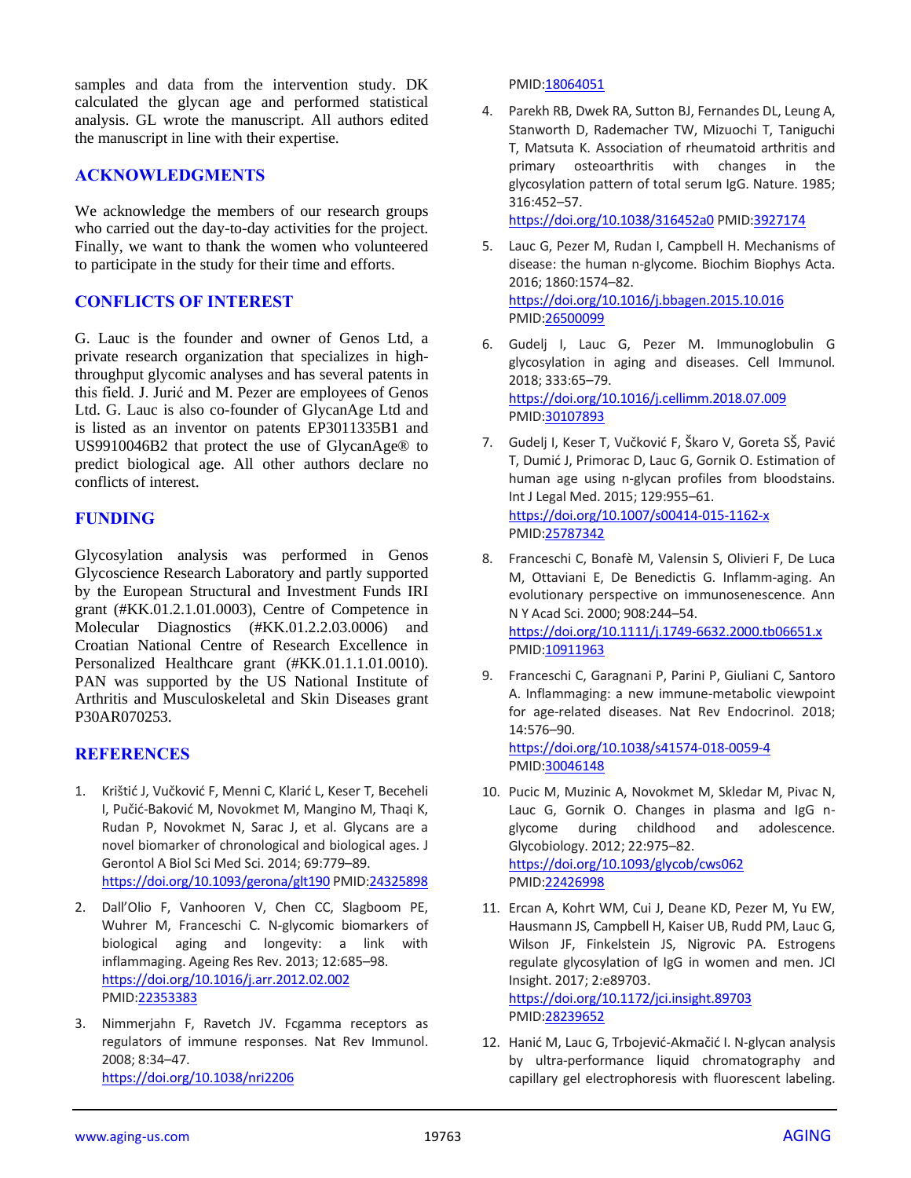samples and data from the intervention study. DK calculated the glycan age and performed statistical analysis. GL wrote the manuscript. All authors edited the manuscript in line with their expertise.

## ACKNOWLEDGMENTS

We acknowledge the members of our research groups who carried out the day-to-day activities for the project. Finally, we want to thank the women who volunteered to participate in the study for their time and efforts.

## CONFLICTS OF INTEREST

G. Lauc is the founder and owner of Genos Ltd, a private research organization that specializes in high-throughput glycomic analyses and has several patents in this field. J. Jurić and M. Pezer are employees of Genos Ltd. G. Lauc is also co-founder of GlycanAge Ltd and is listed as an inventor on patents EP3011335B1 and US9910046B2 that protect the use of GlycanAge® to predict biological age. All other authors declare no conflicts of interest.

## FUNDING

Glycosylation analysis was performed in Genos Glycoscience Research Laboratory and partly supported by the European Structural and Investment Funds IRI grant (#KK.01.2.1.01.0003), Centre of Competence in Molecular Diagnostics (#KK.01.2.2.03.0006) and Croatian National Centre of Research Excellence in Personalized Healthcare grant (#KK.01.1.1.01.0010). PAN was supported by the US National Institute of Arthritis and Musculoskeletal and Skin Diseases grant P30AR070253.

## REFERENCES

1. Krištić J, Vučković F, Menni C, Klarić L, Keser T, Beceheli I, Pučić-Baković M, Novokmet M, Mangino M, Thaqi K, Rudan P, Novokmet N, Sarac J, et al. Glycans are a novel biomarker of chronological and biological ages. J Gerontol A Biol Sci Med Sci. 2014; 69:779–89. https://doi.org/10.1093/gerona/glt190 PMID:24325898

2. Dall'Olio F, Vanhooren V, Chen CC, Slagboom PE, Wuhrer M, Franceschi C. N-glycomic biomarkers of biological aging and longevity: a link with inflammaging. Ageing Res Rev. 2013; 12:685–98. https://doi.org/10.1016/j.arr.2012.02.002 PMID:22353383

3. Nimmerjahn F, Ravetch JV. Fcgamma receptors as regulators of immune responses. Nat Rev Immunol. 2008; 8:34–47. https://doi.org/10.1038/nri2206 PMID:18064051

4. Parekh RB, Dwek RA, Sutton BJ, Fernandes DL, Leung A, Stanworth D, Rademacher TW, Mizuochi T, Taniguchi T, Matsuta K. Association of rheumatoid arthritis and primary osteoarthritis with changes in the glycosylation pattern of total serum IgG. Nature. 1985; 316:452–57. https://doi.org/10.1038/316452a0 PMID:3927174

5. Lauc G, Pezer M, Rudan I, Campbell H. Mechanisms of disease: the human n-glycome. Biochim Biophys Acta. 2016; 1860:1574–82. https://doi.org/10.1016/j.bbagen.2015.10.016 PMID:26500099

6. Gudelj I, Lauc G, Pezer M. Immunoglobulin G glycosylation in aging and diseases. Cell Immunol. 2018; 333:65–79. https://doi.org/10.1016/j.cellimm.2018.07.009 PMID:30107893

7. Gudelj I, Keser T, Vučković F, Škaro V, Goreta SŠ, Pavić T, Dumić J, Primorac D, Lauc G, Gornik O. Estimation of human age using n-glycan profiles from bloodstains. Int J Legal Med. 2015; 129:955–61. https://doi.org/10.1007/s00414-015-1162-x PMID:25787342

8. Franceschi C, Bonafè M, Valensin S, Olivieri F, De Luca M, Ottaviani E, De Benedictis G. Inflamm-aging. An evolutionary perspective on immunosenescence. Ann N Y Acad Sci. 2000; 908:244–54. https://doi.org/10.1111/j.1749-6632.2000.tb06651.x PMID:10911963

9. Franceschi C, Garagnani P, Parini P, Giuliani C, Santoro A. Inflammaging: a new immune-metabolic viewpoint for age-related diseases. Nat Rev Endocrinol. 2018; 14:576–90. https://doi.org/10.1038/s41574-018-0059-4 PMID:30046148

10. Pucic M, Muzinic A, Novokmet M, Skledar M, Pivac N, Lauc G, Gornik O. Changes in plasma and IgG n-glycome during childhood and adolescence. Glycobiology. 2012; 22:975–82. https://doi.org/10.1093/glycob/cws062 PMID:22426998

11. Ercan A, Kohrt WM, Cui J, Deane KD, Pezer M, Yu EW, Hausmann JS, Campbell H, Kaiser UB, Rudd PM, Lauc G, Wilson JF, Finkelstein JS, Nigrovic PA. Estrogens regulate glycosylation of IgG in women and men. JCI Insight. 2017; 2:e89703. https://doi.org/10.1172/jci.insight.89703 PMID:28239652

12. Hanić M, Lauc G, Trbojević-Akmačić I. N-glycan analysis by ultra-performance liquid chromatography and capillary gel electrophoresis with fluorescent labeling.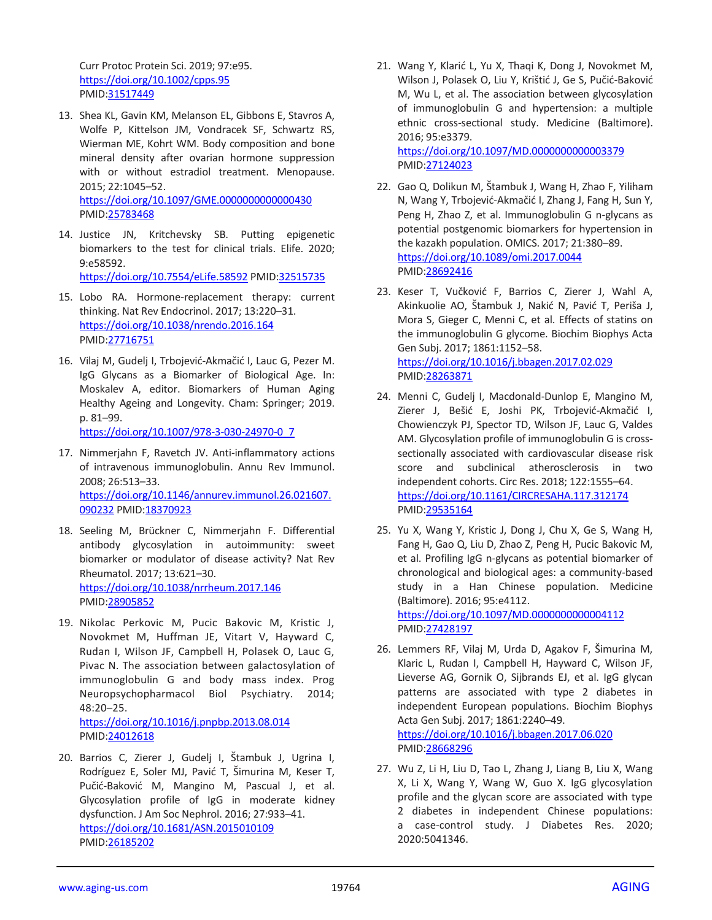Curr Protoc Protein Sci. 2019; 97:e95. https://doi.org/10.1002/cpps.95 PMID:31517449

13. Shea KL, Gavin KM, Melanson EL, Gibbons E, Stavros A, Wolfe P, Kittelson JM, Vondracek SF, Schwartz RS, Wierman ME, Kohrt WM. Body composition and bone mineral density after ovarian hormone suppression with or without estradiol treatment. Menopause. 2015; 22:1045–52. https://doi.org/10.1097/GME.0000000000000430 PMID:25783468

14. Justice JN, Kritchevsky SB. Putting epigenetic biomarkers to the test for clinical trials. Elife. 2020; 9:e58592. https://doi.org/10.7554/eLife.58592 PMID:32515735

15. Lobo RA. Hormone-replacement therapy: current thinking. Nat Rev Endocrinol. 2017; 13:220–31. https://doi.org/10.1038/nrendo.2016.164 PMID:27716751

16. Vilaj M, Gudelj I, Trbojević-Akmačić I, Lauc G, Pezer M. IgG Glycans as a Biomarker of Biological Age. In: Moskalev A, editor. Biomarkers of Human Aging Healthy Ageing and Longevity. Cham: Springer; 2019. p. 81–99. https://doi.org/10.1007/978-3-030-24970-0_7

17. Nimmerjahn F, Ravetch JV. Anti-inflammatory actions of intravenous immunoglobulin. Annu Rev Immunol. 2008; 26:513–33. https://doi.org/10.1146/annurev.immunol.26.021607.090232 PMID:18370923

18. Seeling M, Brückner C, Nimmerjahn F. Differential antibody glycosylation in autoimmunity: sweet biomarker or modulator of disease activity? Nat Rev Rheumatol. 2017; 13:621–30. https://doi.org/10.1038/nrrheum.2017.146 PMID:28905852

19. Nikolac Perkovic M, Pucic Bakovic M, Kristic J, Novokmet M, Huffman JE, Vitart V, Hayward C, Rudan I, Wilson JF, Campbell H, Polasek O, Lauc G, Pivac N. The association between galactosylation of immunoglobulin G and body mass index. Prog Neuropsychopharmacol Biol Psychiatry. 2014; 48:20–25. https://doi.org/10.1016/j.pnpbp.2013.08.014 PMID:24012618

20. Barrios C, Zierer J, Gudelj I, Štambuk J, Ugrina I, Rodríguez E, Soler MJ, Pavić T, Šimurina M, Keser T, Pučić-Baković M, Mangino M, Pascual J, et al. Glycosylation profile of IgG in moderate kidney dysfunction. J Am Soc Nephrol. 2016; 27:933–41. https://doi.org/10.1681/ASN.2015010109 PMID:26185202

21. Wang Y, Klarić L, Yu X, Thaqi K, Dong J, Novokmet M, Wilson J, Polasek O, Liu Y, Krištić J, Ge S, Pučić-Baković M, Wu L, et al. The association between glycosylation of immunoglobulin G and hypertension: a multiple ethnic cross-sectional study. Medicine (Baltimore). 2016; 95:e3379. https://doi.org/10.1097/MD.0000000000003379 PMID:27124023

22. Gao Q, Dolikun M, Štambuk J, Wang H, Zhao F, Yiliham N, Wang Y, Trbojević-Akmačić I, Zhang J, Fang H, Sun Y, Peng H, Zhao Z, et al. Immunoglobulin G n-glycans as potential postgenomic biomarkers for hypertension in the kazakh population. OMICS. 2017; 21:380–89. https://doi.org/10.1089/omi.2017.0044 PMID:28692416

23. Keser T, Vučković F, Barrios C, Zierer J, Wahl A, Akinkuolie AO, Štambuk J, Nakić N, Pavić T, Periša J, Mora S, Gieger C, Menni C, et al. Effects of statins on the immunoglobulin G glycome. Biochim Biophys Acta Gen Subj. 2017; 1861:1152–58. https://doi.org/10.1016/j.bbagen.2017.02.029 PMID:28263871

24. Menni C, Gudelj I, Macdonald-Dunlop E, Mangino M, Zierer J, Bešić E, Joshi PK, Trbojević-Akmačić I, Chowienczyk PJ, Spector TD, Wilson JF, Lauc G, Valdes AM. Glycosylation profile of immunoglobulin G is cross-sectionally associated with cardiovascular disease risk score and subclinical atherosclerosis in two independent cohorts. Circ Res. 2018; 122:1555–64. https://doi.org/10.1161/CIRCRESAHA.117.312174 PMID:29535164

25. Yu X, Wang Y, Kristic J, Dong J, Chu X, Ge S, Wang H, Fang H, Gao Q, Liu D, Zhao Z, Peng H, Pucic Bakovic M, et al. Profiling IgG n-glycans as potential biomarker of chronological and biological ages: a community-based study in a Han Chinese population. Medicine (Baltimore). 2016; 95:e4112. https://doi.org/10.1097/MD.0000000000004112 PMID:27428197

26. Lemmers RF, Vilaj M, Urda D, Agakov F, Šimurina M, Klaric L, Rudan I, Campbell H, Hayward C, Wilson JF, Lieverse AG, Gornik O, Sijbrands EJ, et al. IgG glycan patterns are associated with type 2 diabetes in independent European populations. Biochim Biophys Acta Gen Subj. 2017; 1861:2240–49. https://doi.org/10.1016/j.bbagen.2017.06.020 PMID:28668296

27. Wu Z, Li H, Liu D, Tao L, Zhang J, Liang B, Liu X, Wang X, Li X, Wang Y, Wang W, Guo X. IgG glycosylation profile and the glycan score are associated with type 2 diabetes in independent Chinese populations: a case-control study. J Diabetes Res. 2020; 2020:5041346.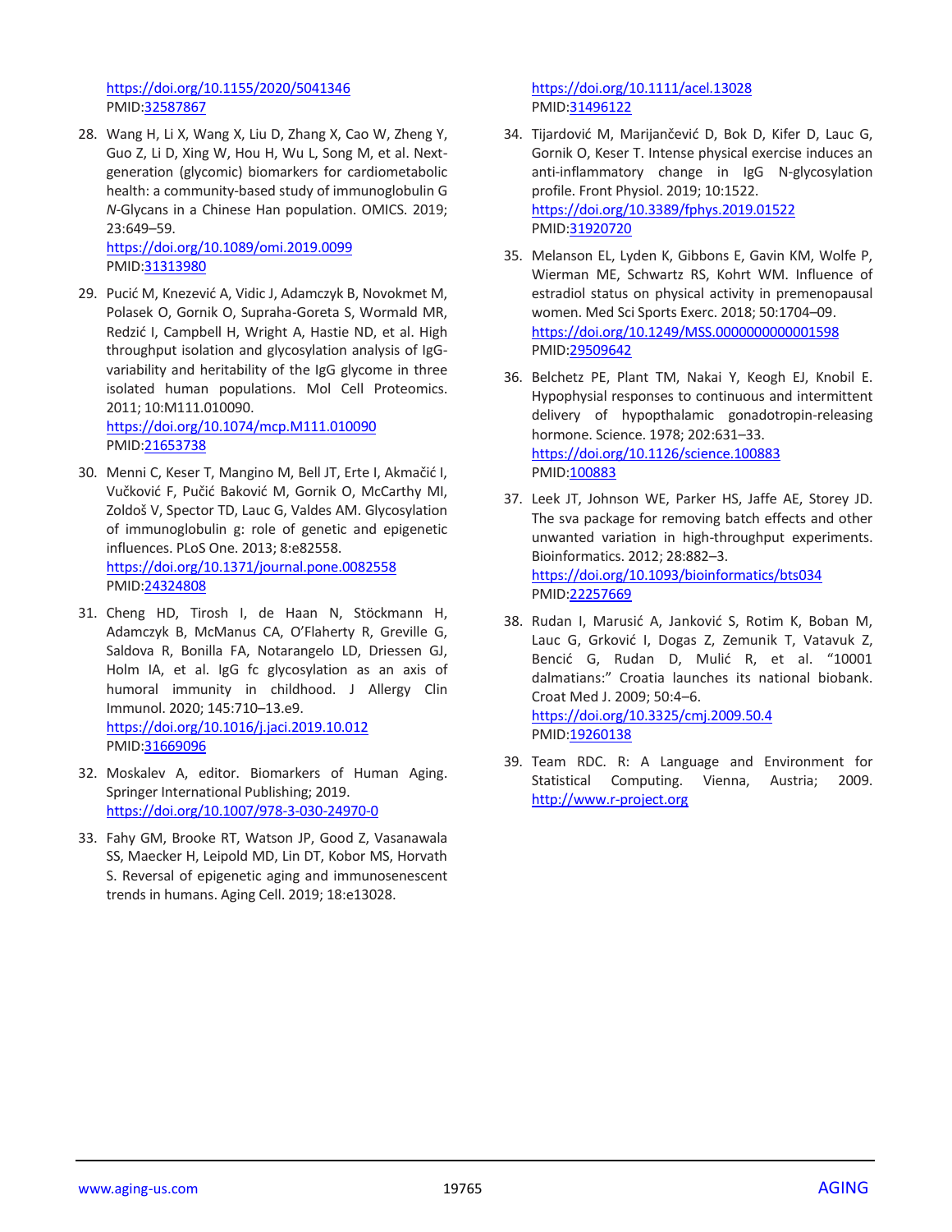https://doi.org/10.1155/2020/5041346
PMID:32587867

28. Wang H, Li X, Wang X, Liu D, Zhang X, Cao W, Zheng Y, Guo Z, Li D, Xing W, Hou H, Wu L, Song M, et al. Next-generation (glycomic) biomarkers for cardiometabolic health: a community-based study of immunoglobulin G *N*-Glycans in a Chinese Han population. OMICS. 2019; 23:649–59.
https://doi.org/10.1089/omi.2019.0099
PMID:31313980

29. Pucić M, Knezević A, Vidic J, Adamczyk B, Novokmet M, Polasek O, Gornik O, Supraha-Goreta S, Wormald MR, Redzić I, Campbell H, Wright A, Hastie ND, et al. High throughput isolation and glycosylation analysis of IgG-variability and heritability of the IgG glycome in three isolated human populations. Mol Cell Proteomics. 2011; 10:M111.010090.
https://doi.org/10.1074/mcp.M111.010090
PMID:21653738

30. Menni C, Keser T, Mangino M, Bell JT, Erte I, Akmačić I, Vučković F, Pučić Baković M, Gornik O, McCarthy MI, Zoldoš V, Spector TD, Lauc G, Valdes AM. Glycosylation of immunoglobulin g: role of genetic and epigenetic influences. PLoS One. 2013; 8:e82558.
https://doi.org/10.1371/journal.pone.0082558
PMID:24324808

31. Cheng HD, Tirosh I, de Haan N, Stöckmann H, Adamczyk B, McManus CA, O'Flaherty R, Greville G, Saldova R, Bonilla FA, Notarangelo LD, Driessen GJ, Holm IA, et al. IgG fc glycosylation as an axis of humoral immunity in childhood. J Allergy Clin Immunol. 2020; 145:710–13.e9.
https://doi.org/10.1016/j.jaci.2019.10.012
PMID:31669096

32. Moskalev A, editor. Biomarkers of Human Aging. Springer International Publishing; 2019.
https://doi.org/10.1007/978-3-030-24970-0

33. Fahy GM, Brooke RT, Watson JP, Good Z, Vasanawala SS, Maecker H, Leipold MD, Lin DT, Kobor MS, Horvath S. Reversal of epigenetic aging and immunosenescent trends in humans. Aging Cell. 2019; 18:e13028.
https://doi.org/10.1111/acel.13028
PMID:31496122

34. Tijardović M, Marijančević D, Bok D, Kifer D, Lauc G, Gornik O, Keser T. Intense physical exercise induces an anti-inflammatory change in IgG N-glycosylation profile. Front Physiol. 2019; 10:1522.
https://doi.org/10.3389/fphys.2019.01522
PMID:31920720

35. Melanson EL, Lyden K, Gibbons E, Gavin KM, Wolfe P, Wierman ME, Schwartz RS, Kohrt WM. Influence of estradiol status on physical activity in premenopausal women. Med Sci Sports Exerc. 2018; 50:1704–09.
https://doi.org/10.1249/MSS.0000000000001598
PMID:29509642

36. Belchetz PE, Plant TM, Nakai Y, Keogh EJ, Knobil E. Hypophysial responses to continuous and intermittent delivery of hypopthalamic gonadotropin-releasing hormone. Science. 1978; 202:631–33.
https://doi.org/10.1126/science.100883
PMID:100883

37. Leek JT, Johnson WE, Parker HS, Jaffe AE, Storey JD. The sva package for removing batch effects and other unwanted variation in high-throughput experiments. Bioinformatics. 2012; 28:882–3.
https://doi.org/10.1093/bioinformatics/bts034
PMID:22257669

38. Rudan I, Marusić A, Janković S, Rotim K, Boban M, Lauc G, Grković I, Dogas Z, Zemunik T, Vatavuk Z, Bencić G, Rudan D, Mulić R, et al. "10001 dalmatians:" Croatia launches its national biobank. Croat Med J. 2009; 50:4–6.
https://doi.org/10.3325/cmj.2009.50.4
PMID:19260138

39. Team RDC. R: A Language and Environment for Statistical Computing. Vienna, Austria; 2009.
http://www.r-project.org